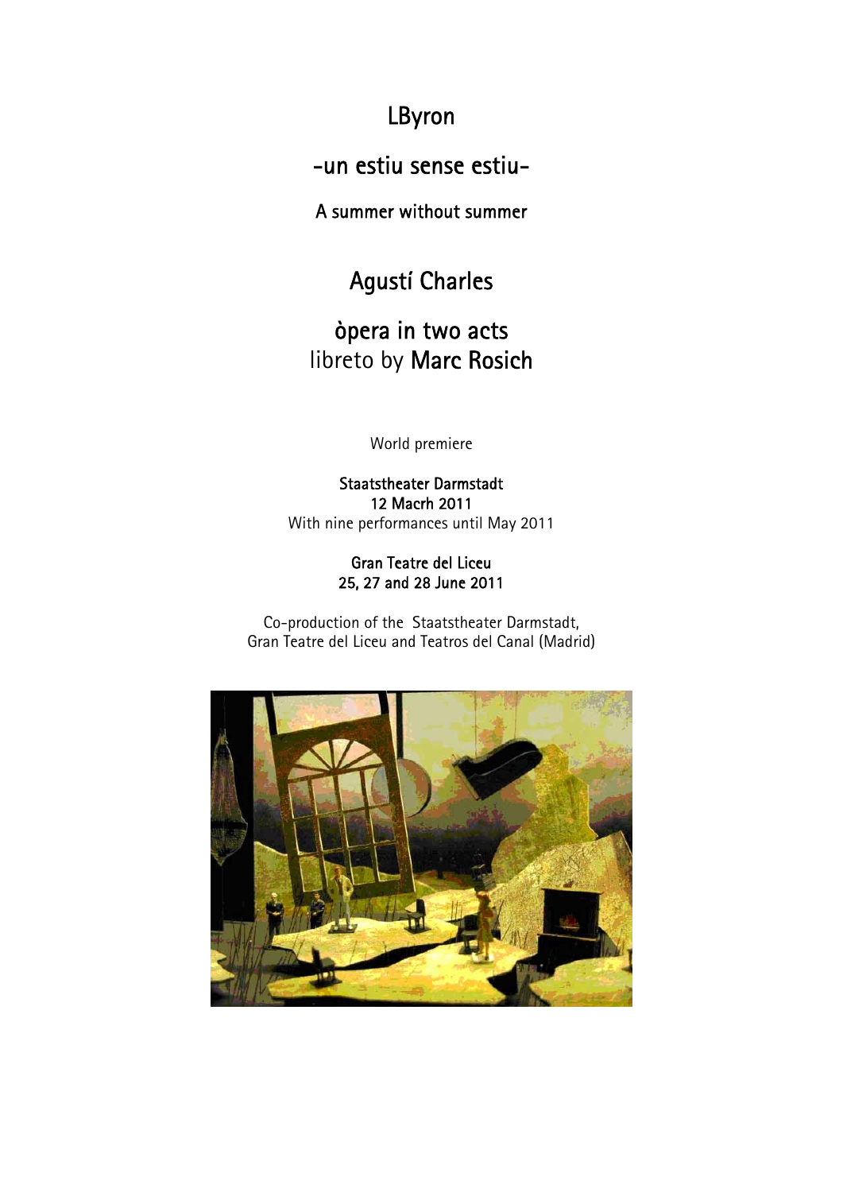# LByron

## -un estiu sense estiu-

### A summer without summer

## Agustí Charles

## òpera in two acts
libreto by **Marc Rosich**

World premiere

**Staatstheater Darmstadt**
**12 Macrh 2011**
With nine performances until May 2011

**Gran Teatre del Liceu**
**25, 27 and 28 June 2011**

Co-production of the Staatstheater Darmstadt,
Gran Teatre del Liceu and Teatros del Canal (Madrid)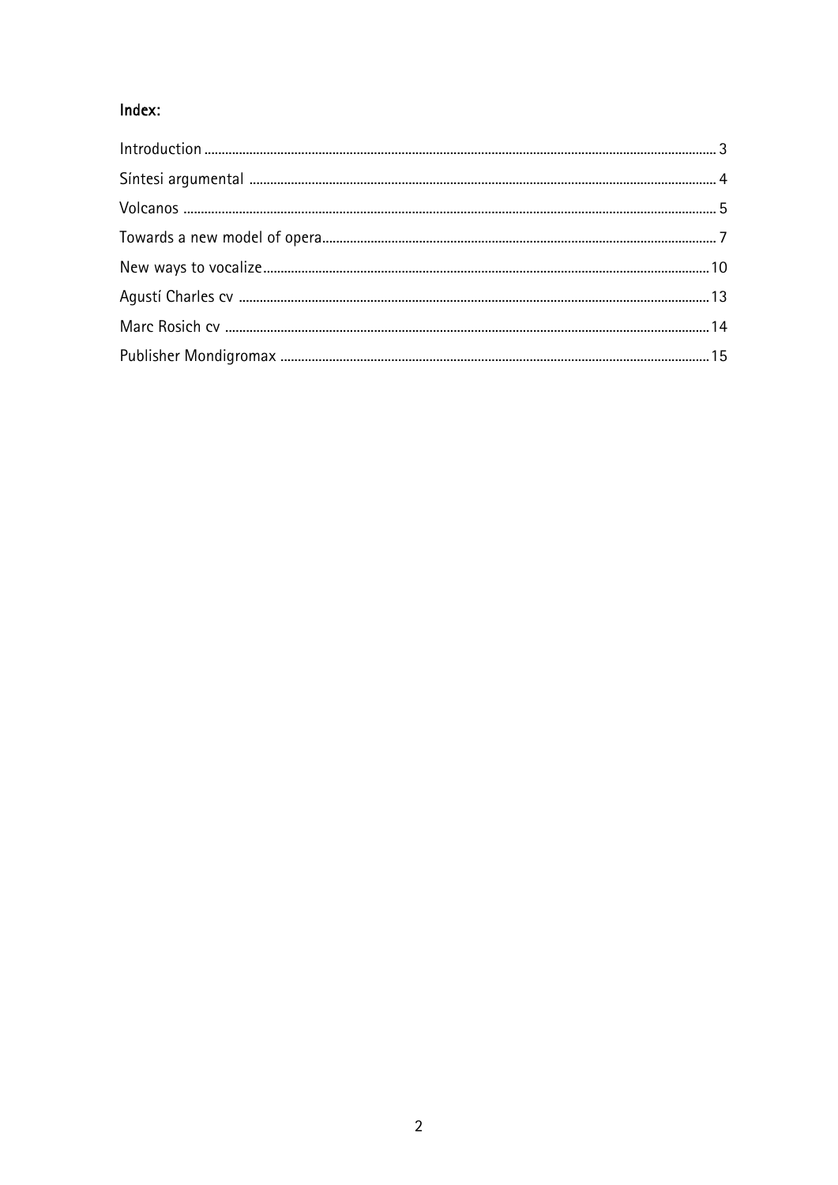## Index:

Introduction .................... 3

Síntesi argumental .................... 4

Volcanos .................... 5

Towards a new model of opera .................... 7

New ways to vocalize .................... 10

Agustí Charles cv .................... 13

Marc Rosich cv .................... 14

Publisher Mondigromax .................... 15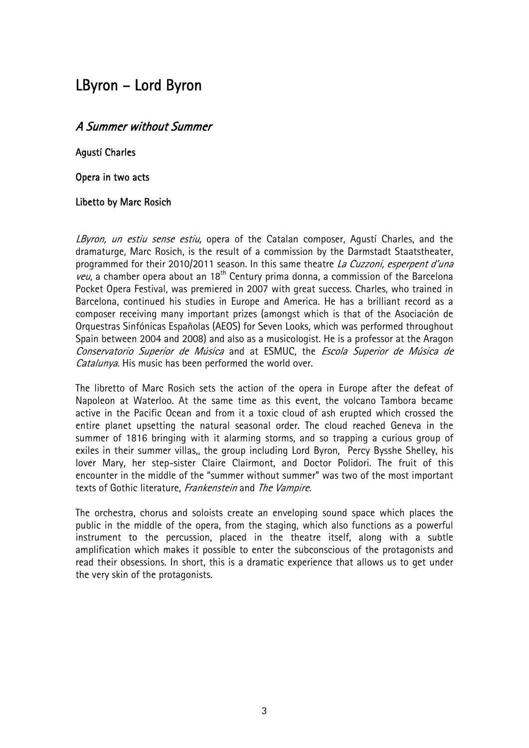# LByron – Lord Byron

## *A Summer without Summer*

**Agustí Charles**

**Opera in two acts**

**Libetto by Marc Rosich**

*LByron, un estiu sense estiu,* opera of the Catalan composer, Agustí Charles, and the dramaturge, Marc Rosich, is the result of a commission by the Darmstadt Staatstheater, programmed for their 2010/2011 season. In this same theatre *La Cuzzoni, esperpent d'una veu*, a chamber opera about an 18th Century prima donna, a commission of the Barcelona Pocket Opera Festival, was premiered in 2007 with great success. Charles, who trained in Barcelona, continued his studies in Europe and America. He has a brilliant record as a composer receiving many important prizes (amongst which is that of the Asociación de Orquestras Sinfónicas Españolas (AEOS) for Seven Looks, which was performed throughout Spain between 2004 and 2008) and also as a musicologist. He is a professor at the Aragon *Conservatorio Superior de Música* and at ESMUC, the *Escola Superior de Música de Catalunya*. His music has been performed the world over.

The libretto of Marc Rosich sets the action of the opera in Europe after the defeat of Napoleon at Waterloo. At the same time as this event, the volcano Tambora became active in the Pacific Ocean and from it a toxic cloud of ash erupted which crossed the entire planet upsetting the natural seasonal order. The cloud reached Geneva in the summer of 1816 bringing with it alarming storms, and so trapping a curious group of exiles in their summer villas,, the group including Lord Byron, Percy Bysshe Shelley, his lover Mary, her step-sister Claire Clairmont, and Doctor Polidori. The fruit of this encounter in the middle of the "summer without summer" was two of the most important texts of Gothic literature, *Frankenstein* and *The Vampire.*

The orchestra, chorus and soloists create an enveloping sound space which places the public in the middle of the opera, from the staging, which also functions as a powerful instrument to the percussion, placed in the theatre itself, along with a subtle amplification which makes it possible to enter the subconscious of the protagonists and read their obsessions. In short, this is a dramatic experience that allows us to get under the very skin of the protagonists.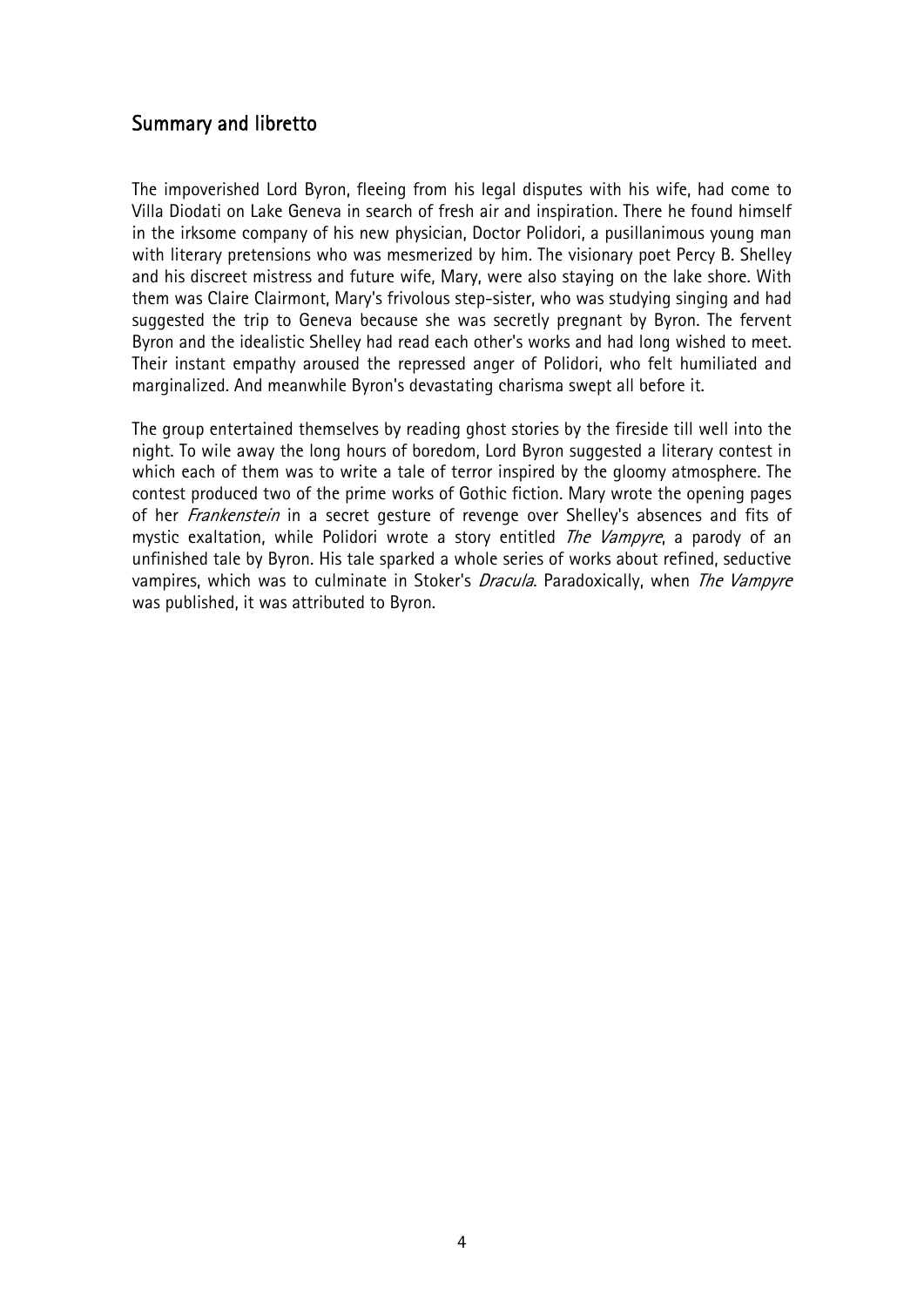## Summary and libretto

The impoverished Lord Byron, fleeing from his legal disputes with his wife, had come to Villa Diodati on Lake Geneva in search of fresh air and inspiration. There he found himself in the irksome company of his new physician, Doctor Polidori, a pusillanimous young man with literary pretensions who was mesmerized by him. The visionary poet Percy B. Shelley and his discreet mistress and future wife, Mary, were also staying on the lake shore. With them was Claire Clairmont, Mary's frivolous step-sister, who was studying singing and had suggested the trip to Geneva because she was secretly pregnant by Byron. The fervent Byron and the idealistic Shelley had read each other's works and had long wished to meet. Their instant empathy aroused the repressed anger of Polidori, who felt humiliated and marginalized. And meanwhile Byron's devastating charisma swept all before it.

The group entertained themselves by reading ghost stories by the fireside till well into the night. To wile away the long hours of boredom, Lord Byron suggested a literary contest in which each of them was to write a tale of terror inspired by the gloomy atmosphere. The contest produced two of the prime works of Gothic fiction. Mary wrote the opening pages of her *Frankenstein* in a secret gesture of revenge over Shelley's absences and fits of mystic exaltation, while Polidori wrote a story entitled *The Vampyre*, a parody of an unfinished tale by Byron. His tale sparked a whole series of works about refined, seductive vampires, which was to culminate in Stoker's *Dracula*. Paradoxically, when *The Vampyre* was published, it was attributed to Byron.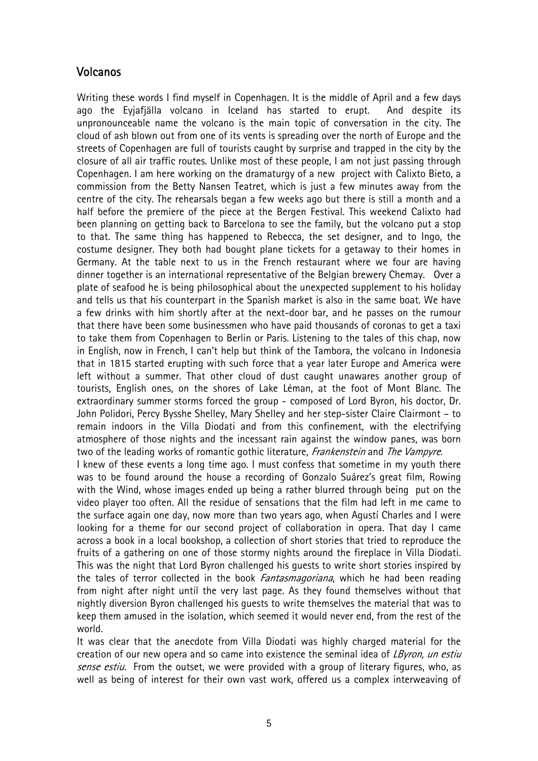## Volcanos

Writing these words I find myself in Copenhagen. It is the middle of April and a few days ago the Eyjafjälla volcano in Iceland has started to erupt. And despite its unpronounceable name the volcano is the main topic of conversation in the city. The cloud of ash blown out from one of its vents is spreading over the north of Europe and the streets of Copenhagen are full of tourists caught by surprise and trapped in the city by the closure of all air traffic routes. Unlike most of these people, I am not just passing through Copenhagen. I am here working on the dramaturgy of a new project with Calixto Bieto, a commission from the Betty Nansen Teatret, which is just a few minutes away from the centre of the city. The rehearsals began a few weeks ago but there is still a month and a half before the premiere of the piece at the Bergen Festival. This weekend Calixto had been planning on getting back to Barcelona to see the family, but the volcano put a stop to that. The same thing has happened to Rebecca, the set designer, and to Ingo, the costume designer. They both had bought plane tickets for a getaway to their homes in Germany. At the table next to us in the French restaurant where we four are having dinner together is an international representative of the Belgian brewery Chemay. Over a plate of seafood he is being philosophical about the unexpected supplement to his holiday and tells us that his counterpart in the Spanish market is also in the same boat. We have a few drinks with him shortly after at the next-door bar, and he passes on the rumour that there have been some businessmen who have paid thousands of coronas to get a taxi to take them from Copenhagen to Berlin or Paris. Listening to the tales of this chap, now in English, now in French, I can't help but think of the Tambora, the volcano in Indonesia that in 1815 started erupting with such force that a year later Europe and America were left without a summer. That other cloud of dust caught unawares another group of tourists, English ones, on the shores of Lake Léman, at the foot of Mont Blanc. The extraordinary summer storms forced the group - composed of Lord Byron, his doctor, Dr. John Polidori, Percy Bysshe Shelley, Mary Shelley and her step-sister Claire Clairmont – to remain indoors in the Villa Diodati and from this confinement, with the electrifying atmosphere of those nights and the incessant rain against the window panes, was born two of the leading works of romantic gothic literature, *Frankenstein* and *The Vampyre*.

I knew of these events a long time ago. I must confess that sometime in my youth there was to be found around the house a recording of Gonzalo Suárez's great film, Rowing with the Wind, whose images ended up being a rather blurred through being put on the video player too often. All the residue of sensations that the film had left in me came to the surface again one day, now more than two years ago, when Agustí Charles and I were looking for a theme for our second project of collaboration in opera. That day I came across a book in a local bookshop, a collection of short stories that tried to reproduce the fruits of a gathering on one of those stormy nights around the fireplace in Villa Diodati. This was the night that Lord Byron challenged his guests to write short stories inspired by the tales of terror collected in the book *Fantasmagoriana*, which he had been reading from night after night until the very last page. As they found themselves without that nightly diversion Byron challenged his guests to write themselves the material that was to keep them amused in the isolation, which seemed it would never end, from the rest of the world.

It was clear that the anecdote from Villa Diodati was highly charged material for the creation of our new opera and so came into existence the seminal idea of *LByron, un estiu sense estiu.* From the outset, we were provided with a group of literary figures, who, as well as being of interest for their own vast work, offered us a complex interweaving of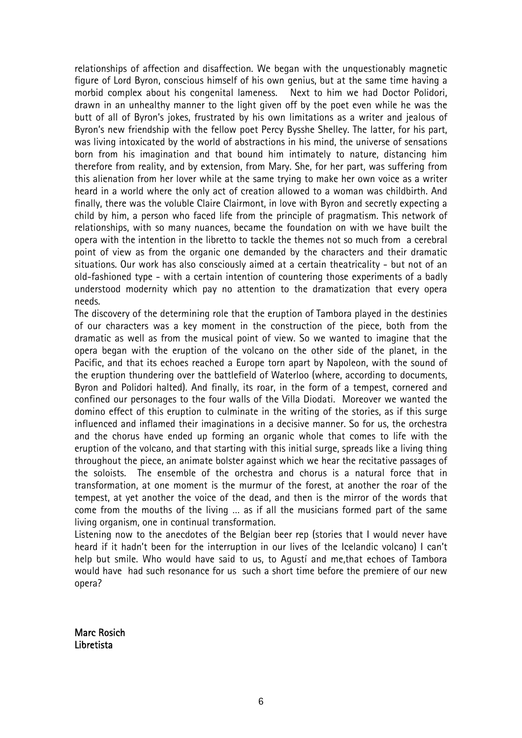relationships of affection and disaffection. We began with the unquestionably magnetic figure of Lord Byron, conscious himself of his own genius, but at the same time having a morbid complex about his congenital lameness. Next to him we had Doctor Polidori, drawn in an unhealthy manner to the light given off by the poet even while he was the butt of all of Byron's jokes, frustrated by his own limitations as a writer and jealous of Byron's new friendship with the fellow poet Percy Bysshe Shelley. The latter, for his part, was living intoxicated by the world of abstractions in his mind, the universe of sensations born from his imagination and that bound him intimately to nature, distancing him therefore from reality, and by extension, from Mary. She, for her part, was suffering from this alienation from her lover while at the same trying to make her own voice as a writer heard in a world where the only act of creation allowed to a woman was childbirth. And finally, there was the voluble Claire Clairmont, in love with Byron and secretly expecting a child by him, a person who faced life from the principle of pragmatism. This network of relationships, with so many nuances, became the foundation on with we have built the opera with the intention in the libretto to tackle the themes not so much from a cerebral point of view as from the organic one demanded by the characters and their dramatic situations. Our work has also consciously aimed at a certain theatricality - but not of an old-fashioned type - with a certain intention of countering those experiments of a badly understood modernity which pay no attention to the dramatization that every opera needs.

The discovery of the determining role that the eruption of Tambora played in the destinies of our characters was a key moment in the construction of the piece, both from the dramatic as well as from the musical point of view. So we wanted to imagine that the opera began with the eruption of the volcano on the other side of the planet, in the Pacific, and that its echoes reached a Europe torn apart by Napoleon, with the sound of the eruption thundering over the battlefield of Waterloo (where, according to documents, Byron and Polidori halted). And finally, its roar, in the form of a tempest, cornered and confined our personages to the four walls of the Villa Diodati. Moreover we wanted the domino effect of this eruption to culminate in the writing of the stories, as if this surge influenced and inflamed their imaginations in a decisive manner. So for us, the orchestra and the chorus have ended up forming an organic whole that comes to life with the eruption of the volcano, and that starting with this initial surge, spreads like a living thing throughout the piece, an animate bolster against which we hear the recitative passages of the soloists. The ensemble of the orchestra and chorus is a natural force that in transformation, at one moment is the murmur of the forest, at another the roar of the tempest, at yet another the voice of the dead, and then is the mirror of the words that come from the mouths of the living ... as if all the musicians formed part of the same living organism, one in continual transformation.

Listening now to the anecdotes of the Belgian beer rep (stories that I would never have heard if it hadn't been for the interruption in our lives of the Icelandic volcano) I can't help but smile. Who would have said to us, to Agustí and me,that echoes of Tambora would have had such resonance for us such a short time before the premiere of our new opera?

**Marc Rosich**
**Libretista**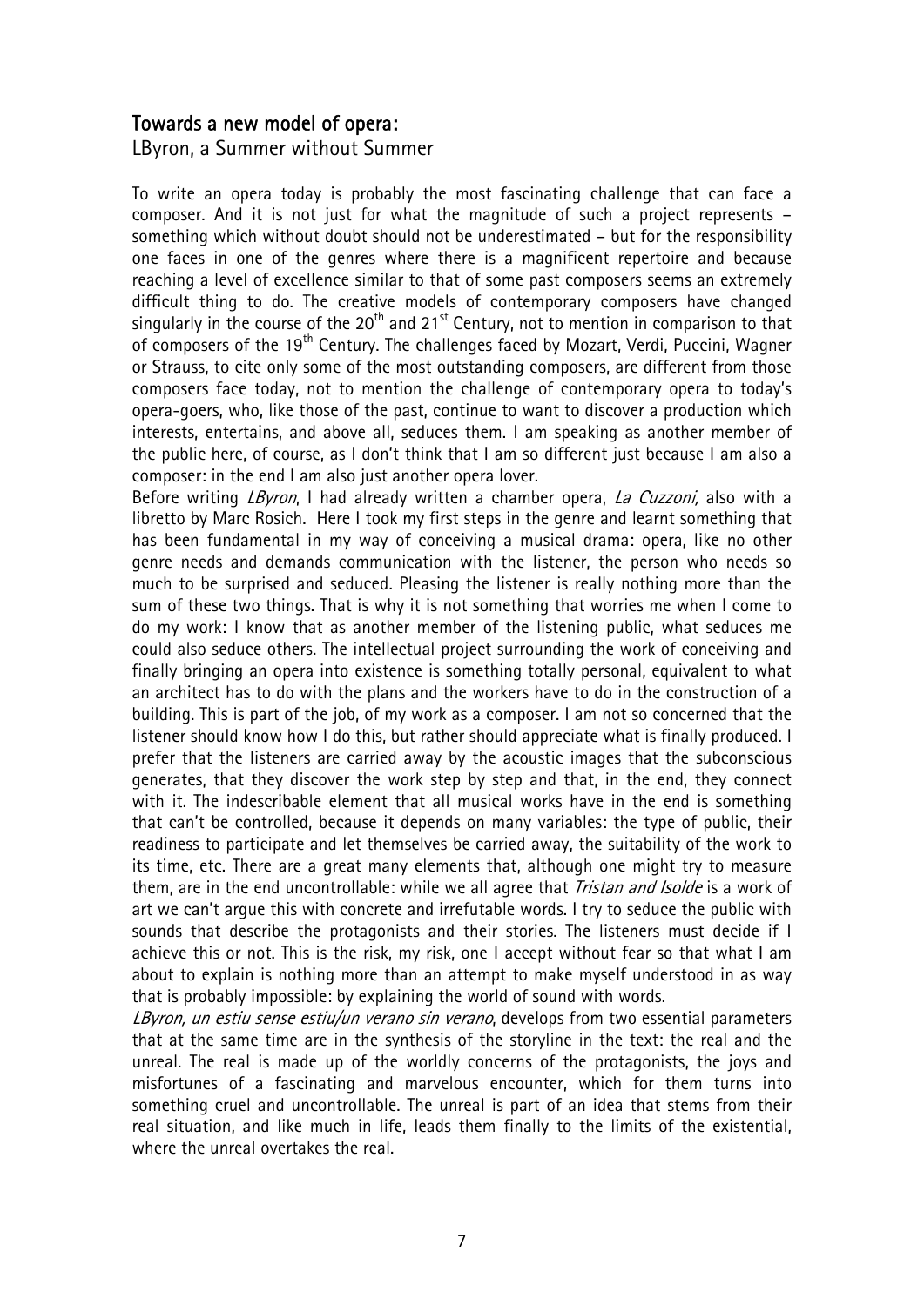## Towards a new model of opera:

LByron, a Summer without Summer

To write an opera today is probably the most fascinating challenge that can face a composer. And it is not just for what the magnitude of such a project represents – something which without doubt should not be underestimated – but for the responsibility one faces in one of the genres where there is a magnificent repertoire and because reaching a level of excellence similar to that of some past composers seems an extremely difficult thing to do. The creative models of contemporary composers have changed singularly in the course of the 20th and 21st Century, not to mention in comparison to that of composers of the 19th Century. The challenges faced by Mozart, Verdi, Puccini, Wagner or Strauss, to cite only some of the most outstanding composers, are different from those composers face today, not to mention the challenge of contemporary opera to today's opera-goers, who, like those of the past, continue to want to discover a production which interests, entertains, and above all, seduces them. I am speaking as another member of the public here, of course, as I don't think that I am so different just because I am also a composer: in the end I am also just another opera lover.

Before writing *LByron*, I had already written a chamber opera, *La Cuzzoni,* also with a libretto by Marc Rosich. Here I took my first steps in the genre and learnt something that has been fundamental in my way of conceiving a musical drama: opera, like no other genre needs and demands communication with the listener, the person who needs so much to be surprised and seduced. Pleasing the listener is really nothing more than the sum of these two things. That is why it is not something that worries me when I come to do my work: I know that as another member of the listening public, what seduces me could also seduce others. The intellectual project surrounding the work of conceiving and finally bringing an opera into existence is something totally personal, equivalent to what an architect has to do with the plans and the workers have to do in the construction of a building. This is part of the job, of my work as a composer. I am not so concerned that the listener should know how I do this, but rather should appreciate what is finally produced. I prefer that the listeners are carried away by the acoustic images that the subconscious generates, that they discover the work step by step and that, in the end, they connect with it. The indescribable element that all musical works have in the end is something that can't be controlled, because it depends on many variables: the type of public, their readiness to participate and let themselves be carried away, the suitability of the work to its time, etc. There are a great many elements that, although one might try to measure them, are in the end uncontrollable: while we all agree that *Tristan and Isolde* is a work of art we can't argue this with concrete and irrefutable words. I try to seduce the public with sounds that describe the protagonists and their stories. The listeners must decide if I achieve this or not. This is the risk, my risk, one I accept without fear so that what I am about to explain is nothing more than an attempt to make myself understood in as way that is probably impossible: by explaining the world of sound with words.

*LByron, un estiu sense estiu/un verano sin verano*, develops from two essential parameters that at the same time are in the synthesis of the storyline in the text: the real and the unreal. The real is made up of the worldly concerns of the protagonists, the joys and misfortunes of a fascinating and marvelous encounter, which for them turns into something cruel and uncontrollable. The unreal is part of an idea that stems from their real situation, and like much in life, leads them finally to the limits of the existential, where the unreal overtakes the real.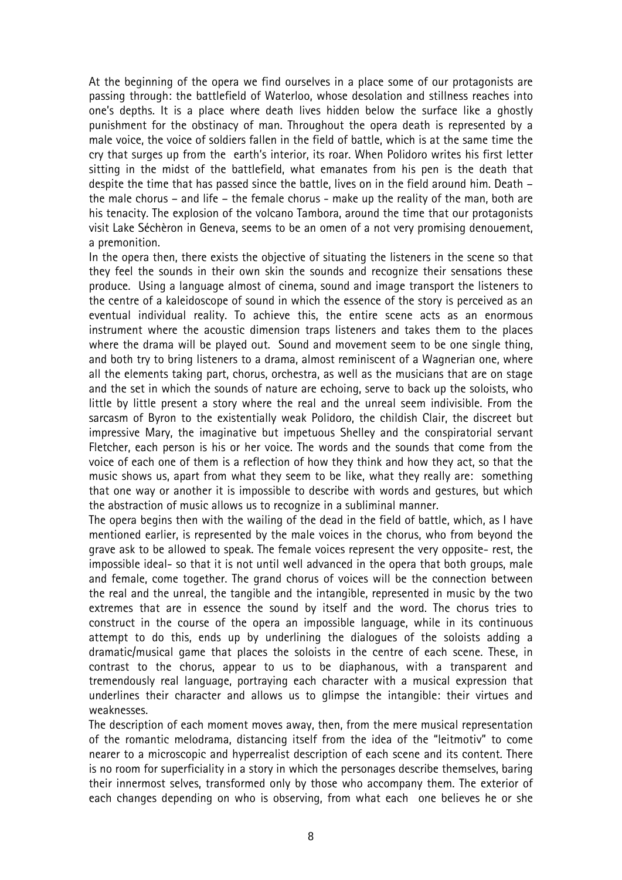At the beginning of the opera we find ourselves in a place some of our protagonists are passing through: the battlefield of Waterloo, whose desolation and stillness reaches into one's depths. It is a place where death lives hidden below the surface like a ghostly punishment for the obstinacy of man. Throughout the opera death is represented by a male voice, the voice of soldiers fallen in the field of battle, which is at the same time the cry that surges up from the earth's interior, its roar. When Polidoro writes his first letter sitting in the midst of the battlefield, what emanates from his pen is the death that despite the time that has passed since the battle, lives on in the field around him. Death – the male chorus – and life – the female chorus - make up the reality of the man, both are his tenacity. The explosion of the volcano Tambora, around the time that our protagonists visit Lake Séchèron in Geneva, seems to be an omen of a not very promising denouement, a premonition.

In the opera then, there exists the objective of situating the listeners in the scene so that they feel the sounds in their own skin the sounds and recognize their sensations these produce. Using a language almost of cinema, sound and image transport the listeners to the centre of a kaleidoscope of sound in which the essence of the story is perceived as an eventual individual reality. To achieve this, the entire scene acts as an enormous instrument where the acoustic dimension traps listeners and takes them to the places where the drama will be played out. Sound and movement seem to be one single thing, and both try to bring listeners to a drama, almost reminiscent of a Wagnerian one, where all the elements taking part, chorus, orchestra, as well as the musicians that are on stage and the set in which the sounds of nature are echoing, serve to back up the soloists, who little by little present a story where the real and the unreal seem indivisible. From the sarcasm of Byron to the existentially weak Polidoro, the childish Clair, the discreet but impressive Mary, the imaginative but impetuous Shelley and the conspiratorial servant Fletcher, each person is his or her voice. The words and the sounds that come from the voice of each one of them is a reflection of how they think and how they act, so that the music shows us, apart from what they seem to be like, what they really are: something that one way or another it is impossible to describe with words and gestures, but which the abstraction of music allows us to recognize in a subliminal manner.

The opera begins then with the wailing of the dead in the field of battle, which, as I have mentioned earlier, is represented by the male voices in the chorus, who from beyond the grave ask to be allowed to speak. The female voices represent the very opposite- rest, the impossible ideal- so that it is not until well advanced in the opera that both groups, male and female, come together. The grand chorus of voices will be the connection between the real and the unreal, the tangible and the intangible, represented in music by the two extremes that are in essence the sound by itself and the word. The chorus tries to construct in the course of the opera an impossible language, while in its continuous attempt to do this, ends up by underlining the dialogues of the soloists adding a dramatic/musical game that places the soloists in the centre of each scene. These, in contrast to the chorus, appear to us to be diaphanous, with a transparent and tremendously real language, portraying each character with a musical expression that underlines their character and allows us to glimpse the intangible: their virtues and weaknesses.

The description of each moment moves away, then, from the mere musical representation of the romantic melodrama, distancing itself from the idea of the "leitmotiv" to come nearer to a microscopic and hyperrealist description of each scene and its content. There is no room for superficiality in a story in which the personages describe themselves, baring their innermost selves, transformed only by those who accompany them. The exterior of each changes depending on who is observing, from what each one believes he or she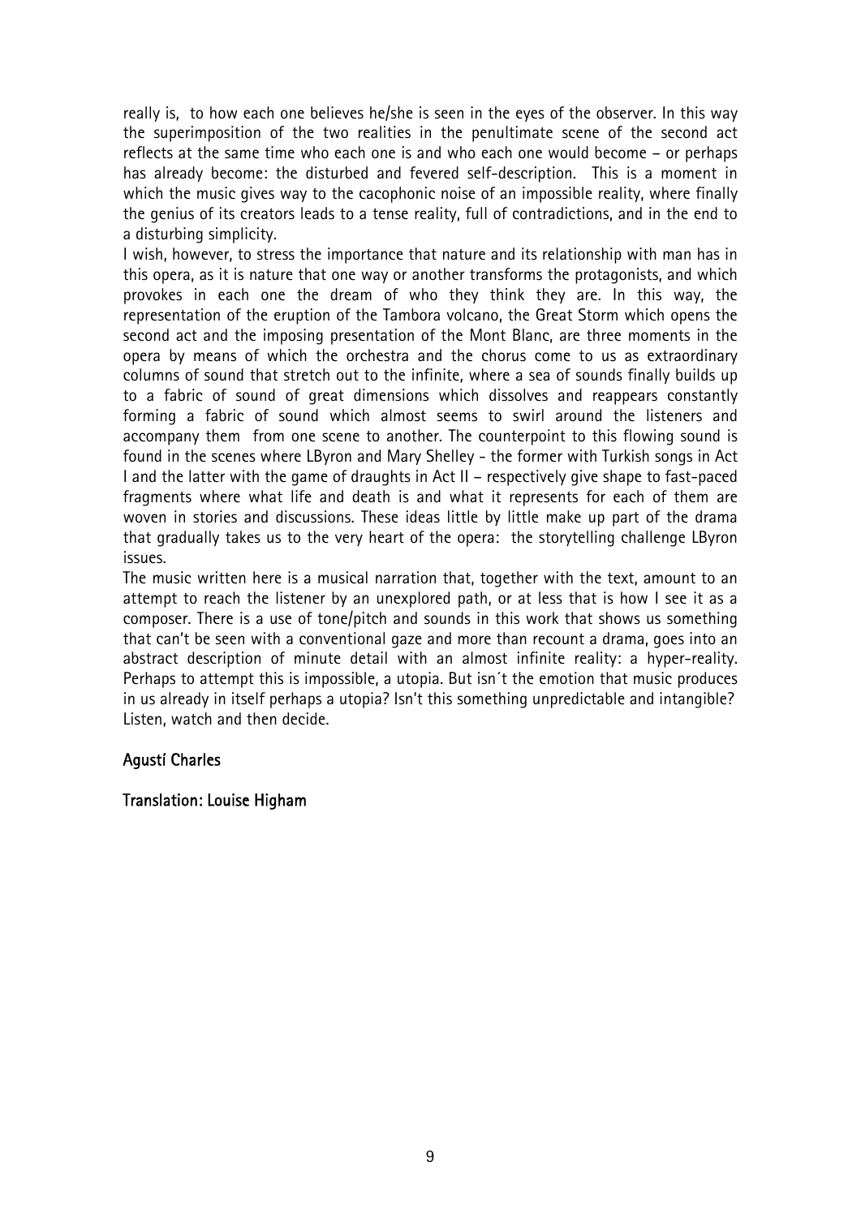really is, to how each one believes he/she is seen in the eyes of the observer. In this way the superimposition of the two realities in the penultimate scene of the second act reflects at the same time who each one is and who each one would become – or perhaps has already become: the disturbed and fevered self-description. This is a moment in which the music gives way to the cacophonic noise of an impossible reality, where finally the genius of its creators leads to a tense reality, full of contradictions, and in the end to a disturbing simplicity.

I wish, however, to stress the importance that nature and its relationship with man has in this opera, as it is nature that one way or another transforms the protagonists, and which provokes in each one the dream of who they think they are. In this way, the representation of the eruption of the Tambora volcano, the Great Storm which opens the second act and the imposing presentation of the Mont Blanc, are three moments in the opera by means of which the orchestra and the chorus come to us as extraordinary columns of sound that stretch out to the infinite, where a sea of sounds finally builds up to a fabric of sound of great dimensions which dissolves and reappears constantly forming a fabric of sound which almost seems to swirl around the listeners and accompany them from one scene to another. The counterpoint to this flowing sound is found in the scenes where LByron and Mary Shelley - the former with Turkish songs in Act I and the latter with the game of draughts in Act II – respectively give shape to fast-paced fragments where what life and death is and what it represents for each of them are woven in stories and discussions. These ideas little by little make up part of the drama that gradually takes us to the very heart of the opera: the storytelling challenge LByron issues.

The music written here is a musical narration that, together with the text, amount to an attempt to reach the listener by an unexplored path, or at less that is how I see it as a composer. There is a use of tone/pitch and sounds in this work that shows us something that can't be seen with a conventional gaze and more than recount a drama, goes into an abstract description of minute detail with an almost infinite reality: a hyper-reality. Perhaps to attempt this is impossible, a utopia. But isn´t the emotion that music produces in us already in itself perhaps a utopia? Isn't this something unpredictable and intangible? Listen, watch and then decide.

**Agustí Charles**

**Translation: Louise Higham**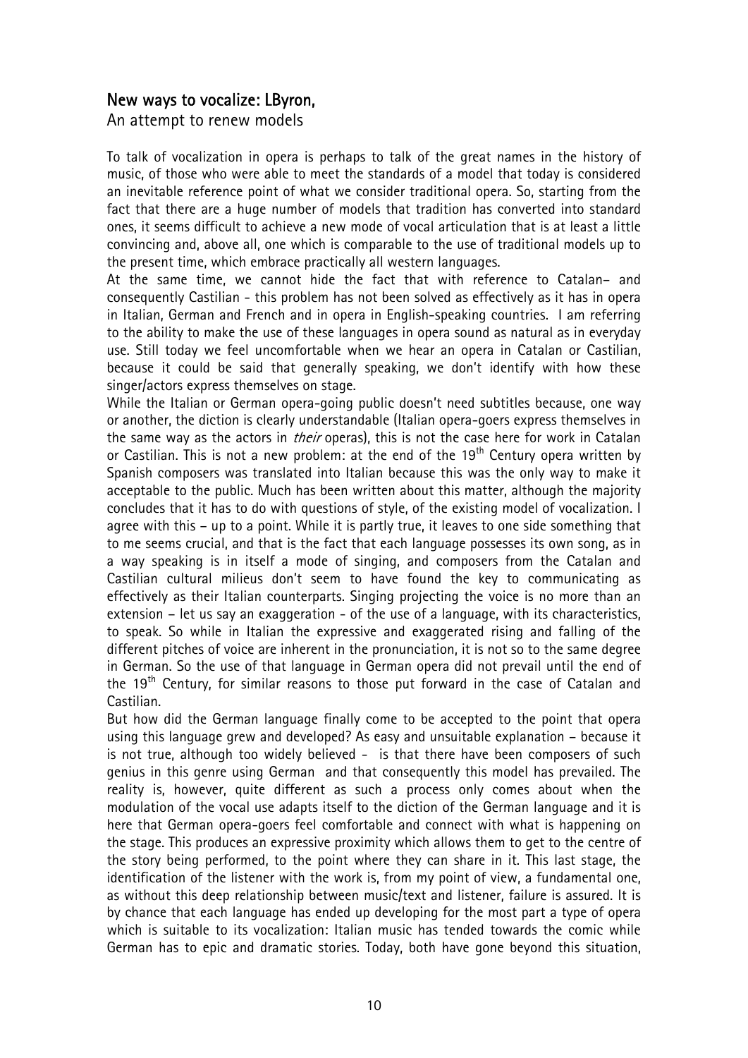## New ways to vocalize: LByron,

An attempt to renew models

To talk of vocalization in opera is perhaps to talk of the great names in the history of music, of those who were able to meet the standards of a model that today is considered an inevitable reference point of what we consider traditional opera. So, starting from the fact that there are a huge number of models that tradition has converted into standard ones, it seems difficult to achieve a new mode of vocal articulation that is at least a little convincing and, above all, one which is comparable to the use of traditional models up to the present time, which embrace practically all western languages.

At the same time, we cannot hide the fact that with reference to Catalan– and consequently Castilian - this problem has not been solved as effectively as it has in opera in Italian, German and French and in opera in English-speaking countries. I am referring to the ability to make the use of these languages in opera sound as natural as in everyday use. Still today we feel uncomfortable when we hear an opera in Catalan or Castilian, because it could be said that generally speaking, we don't identify with how these singer/actors express themselves on stage.

While the Italian or German opera-going public doesn't need subtitles because, one way or another, the diction is clearly understandable (Italian opera-goers express themselves in the same way as the actors in *their* operas), this is not the case here for work in Catalan or Castilian. This is not a new problem: at the end of the 19th Century opera written by Spanish composers was translated into Italian because this was the only way to make it acceptable to the public. Much has been written about this matter, although the majority concludes that it has to do with questions of style, of the existing model of vocalization. I agree with this – up to a point. While it is partly true, it leaves to one side something that to me seems crucial, and that is the fact that each language possesses its own song, as in a way speaking is in itself a mode of singing, and composers from the Catalan and Castilian cultural milieus don't seem to have found the key to communicating as effectively as their Italian counterparts. Singing projecting the voice is no more than an extension – let us say an exaggeration - of the use of a language, with its characteristics, to speak. So while in Italian the expressive and exaggerated rising and falling of the different pitches of voice are inherent in the pronunciation, it is not so to the same degree in German. So the use of that language in German opera did not prevail until the end of the 19th Century, for similar reasons to those put forward in the case of Catalan and Castilian.

But how did the German language finally come to be accepted to the point that opera using this language grew and developed? As easy and unsuitable explanation – because it is not true, although too widely believed - is that there have been composers of such genius in this genre using German and that consequently this model has prevailed. The reality is, however, quite different as such a process only comes about when the modulation of the vocal use adapts itself to the diction of the German language and it is here that German opera-goers feel comfortable and connect with what is happening on the stage. This produces an expressive proximity which allows them to get to the centre of the story being performed, to the point where they can share in it. This last stage, the identification of the listener with the work is, from my point of view, a fundamental one, as without this deep relationship between music/text and listener, failure is assured. It is by chance that each language has ended up developing for the most part a type of opera which is suitable to its vocalization: Italian music has tended towards the comic while German has to epic and dramatic stories. Today, both have gone beyond this situation,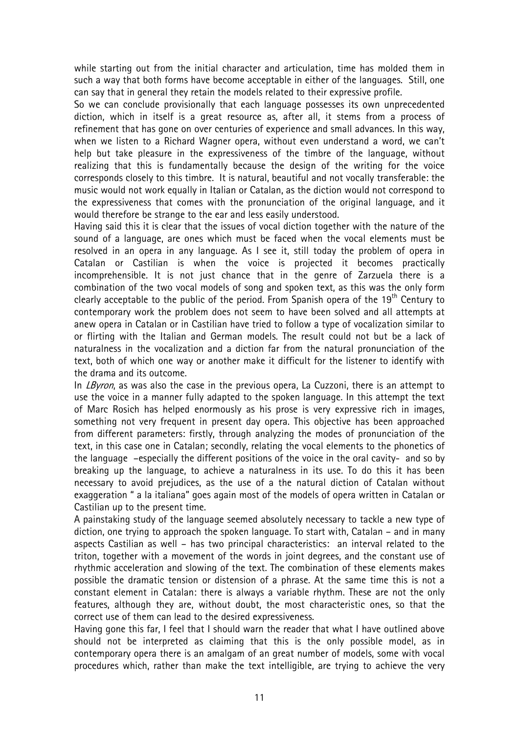while starting out from the initial character and articulation, time has molded them in such a way that both forms have become acceptable in either of the languages. Still, one can say that in general they retain the models related to their expressive profile.

So we can conclude provisionally that each language possesses its own unprecedented diction, which in itself is a great resource as, after all, it stems from a process of refinement that has gone on over centuries of experience and small advances. In this way, when we listen to a Richard Wagner opera, without even understand a word, we can't help but take pleasure in the expressiveness of the timbre of the language, without realizing that this is fundamentally because the design of the writing for the voice corresponds closely to this timbre. It is natural, beautiful and not vocally transferable: the music would not work equally in Italian or Catalan, as the diction would not correspond to the expressiveness that comes with the pronunciation of the original language, and it would therefore be strange to the ear and less easily understood.

Having said this it is clear that the issues of vocal diction together with the nature of the sound of a language, are ones which must be faced when the vocal elements must be resolved in an opera in any language. As I see it, still today the problem of opera in Catalan or Castilian is when the voice is projected it becomes practically incomprehensible. It is not just chance that in the genre of Zarzuela there is a combination of the two vocal models of song and spoken text, as this was the only form clearly acceptable to the public of the period. From Spanish opera of the 19th Century to contemporary work the problem does not seem to have been solved and all attempts at anew opera in Catalan or in Castilian have tried to follow a type of vocalization similar to or flirting with the Italian and German models. The result could not but be a lack of naturalness in the vocalization and a diction far from the natural pronunciation of the text, both of which one way or another make it difficult for the listener to identify with the drama and its outcome.

In *LByron*, as was also the case in the previous opera, La Cuzzoni, there is an attempt to use the voice in a manner fully adapted to the spoken language. In this attempt the text of Marc Rosich has helped enormously as his prose is very expressive rich in images, something not very frequent in present day opera. This objective has been approached from different parameters: firstly, through analyzing the modes of pronunciation of the text, in this case one in Catalan; secondly, relating the vocal elements to the phonetics of the language –especially the different positions of the voice in the oral cavity- and so by breaking up the language, to achieve a naturalness in its use. To do this it has been necessary to avoid prejudices, as the use of a the natural diction of Catalan without exaggeration " a la italiana" goes again most of the models of opera written in Catalan or Castilian up to the present time.

A painstaking study of the language seemed absolutely necessary to tackle a new type of diction, one trying to approach the spoken language. To start with, Catalan – and in many aspects Castilian as well – has two principal characteristics: an interval related to the triton, together with a movement of the words in joint degrees, and the constant use of rhythmic acceleration and slowing of the text. The combination of these elements makes possible the dramatic tension or distension of a phrase. At the same time this is not a constant element in Catalan: there is always a variable rhythm. These are not the only features, although they are, without doubt, the most characteristic ones, so that the correct use of them can lead to the desired expressiveness.

Having gone this far, I feel that I should warn the reader that what I have outlined above should not be interpreted as claiming that this is the only possible model, as in contemporary opera there is an amalgam of an great number of models, some with vocal procedures which, rather than make the text intelligible, are trying to achieve the very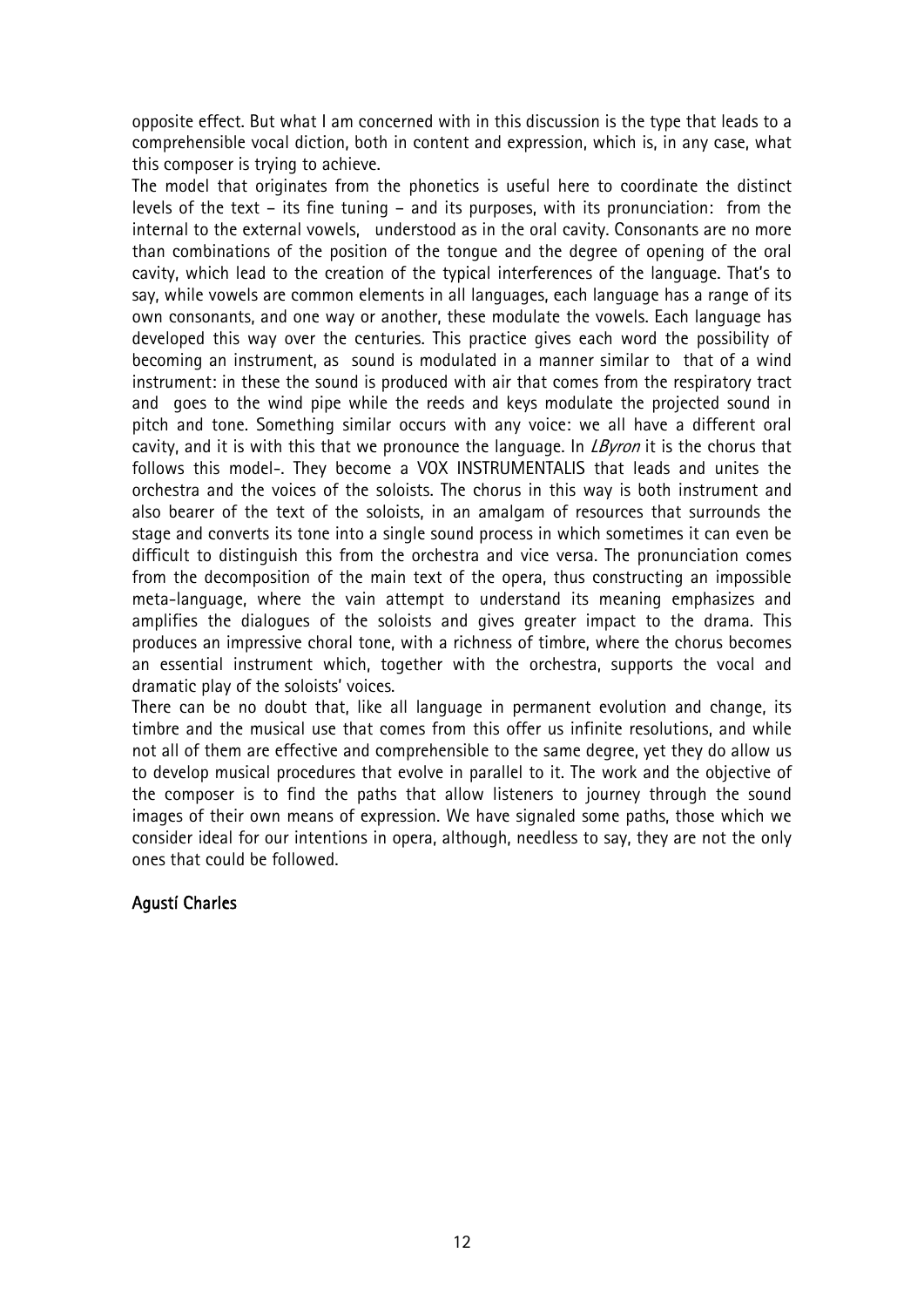opposite effect. But what I am concerned with in this discussion is the type that leads to a comprehensible vocal diction, both in content and expression, which is, in any case, what this composer is trying to achieve.

The model that originates from the phonetics is useful here to coordinate the distinct levels of the text – its fine tuning – and its purposes, with its pronunciation: from the internal to the external vowels, understood as in the oral cavity. Consonants are no more than combinations of the position of the tongue and the degree of opening of the oral cavity, which lead to the creation of the typical interferences of the language. That's to say, while vowels are common elements in all languages, each language has a range of its own consonants, and one way or another, these modulate the vowels. Each language has developed this way over the centuries. This practice gives each word the possibility of becoming an instrument, as sound is modulated in a manner similar to that of a wind instrument: in these the sound is produced with air that comes from the respiratory tract and goes to the wind pipe while the reeds and keys modulate the projected sound in pitch and tone. Something similar occurs with any voice: we all have a different oral cavity, and it is with this that we pronounce the language. In *LByron* it is the chorus that follows this model-. They become a VOX INSTRUMENTALIS that leads and unites the orchestra and the voices of the soloists. The chorus in this way is both instrument and also bearer of the text of the soloists, in an amalgam of resources that surrounds the stage and converts its tone into a single sound process in which sometimes it can even be difficult to distinguish this from the orchestra and vice versa. The pronunciation comes from the decomposition of the main text of the opera, thus constructing an impossible meta-language, where the vain attempt to understand its meaning emphasizes and amplifies the dialogues of the soloists and gives greater impact to the drama. This produces an impressive choral tone, with a richness of timbre, where the chorus becomes an essential instrument which, together with the orchestra, supports the vocal and dramatic play of the soloists' voices.

There can be no doubt that, like all language in permanent evolution and change, its timbre and the musical use that comes from this offer us infinite resolutions, and while not all of them are effective and comprehensible to the same degree, yet they do allow us to develop musical procedures that evolve in parallel to it. The work and the objective of the composer is to find the paths that allow listeners to journey through the sound images of their own means of expression. We have signaled some paths, those which we consider ideal for our intentions in opera, although, needless to say, they are not the only ones that could be followed.

**Agustí Charles**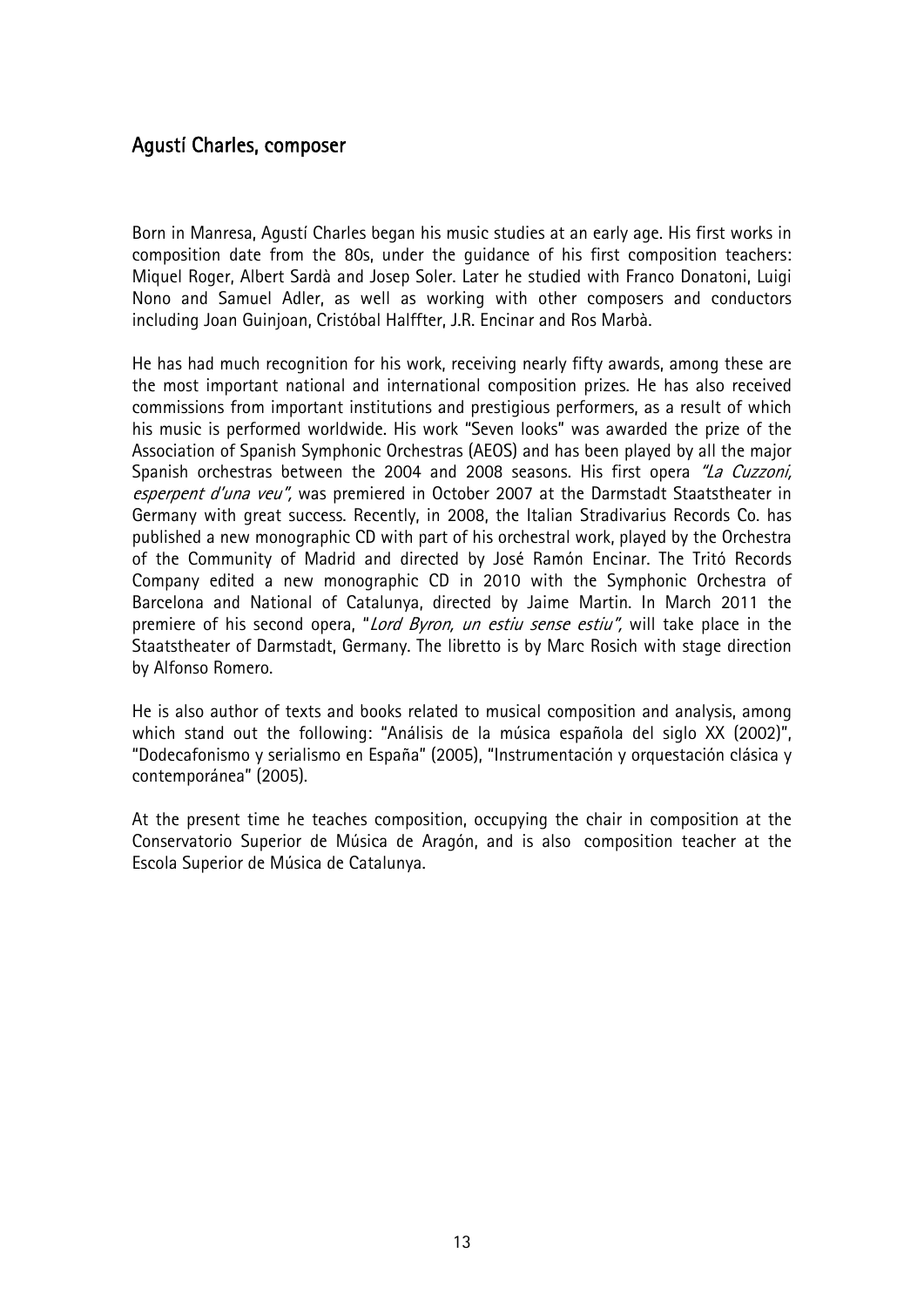## Agustí Charles, composer

Born in Manresa, Agustí Charles began his music studies at an early age. His first works in composition date from the 80s, under the guidance of his first composition teachers: Miquel Roger, Albert Sardà and Josep Soler. Later he studied with Franco Donatoni, Luigi Nono and Samuel Adler, as well as working with other composers and conductors including Joan Guinjoan, Cristóbal Halffter, J.R. Encinar and Ros Marbà.

He has had much recognition for his work, receiving nearly fifty awards, among these are the most important national and international composition prizes. He has also received commissions from important institutions and prestigious performers, as a result of which his music is performed worldwide. His work "Seven looks" was awarded the prize of the Association of Spanish Symphonic Orchestras (AEOS) and has been played by all the major Spanish orchestras between the 2004 and 2008 seasons. His first opera *"La Cuzzoni, esperpent d'una veu"*, was premiered in October 2007 at the Darmstadt Staatstheater in Germany with great success. Recently, in 2008, the Italian Stradivarius Records Co. has published a new monographic CD with part of his orchestral work, played by the Orchestra of the Community of Madrid and directed by José Ramón Encinar. The Tritó Records Company edited a new monographic CD in 2010 with the Symphonic Orchestra of Barcelona and National of Catalunya, directed by Jaime Martin. In March 2011 the premiere of his second opera, "*Lord Byron, un estiu sense estiu"*, will take place in the Staatstheater of Darmstadt, Germany. The libretto is by Marc Rosich with stage direction by Alfonso Romero.

He is also author of texts and books related to musical composition and analysis, among which stand out the following: "Análisis de la música española del siglo XX (2002)", "Dodecafonismo y serialismo en España" (2005), "Instrumentación y orquestación clásica y contemporánea" (2005).

At the present time he teaches composition, occupying the chair in composition at the Conservatorio Superior de Música de Aragón, and is also composition teacher at the Escola Superior de Música de Catalunya.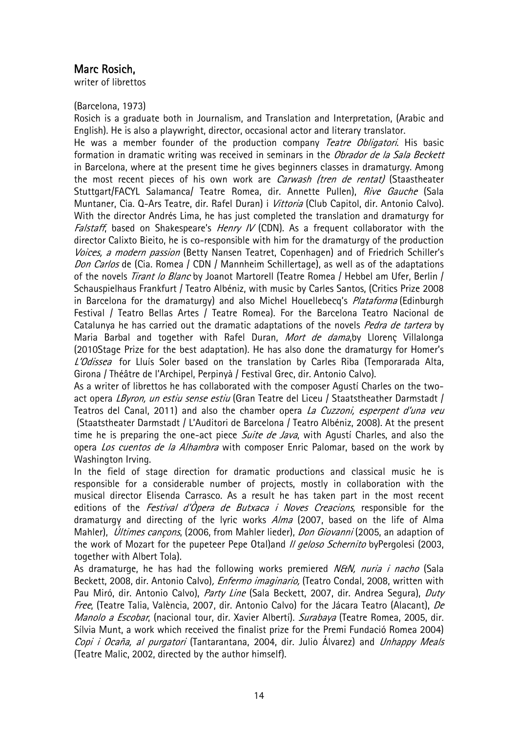## Marc Rosich,

writer of librettos

(Barcelona, 1973)

Rosich is a graduate both in Journalism, and Translation and Interpretation, (Arabic and English). He is also a playwright, director, occasional actor and literary translator.

He was a member founder of the production company *Teatre Obligatori*. His basic formation in dramatic writing was received in seminars in the *Obrador de la Sala Beckett* in Barcelona, where at the present time he gives beginners classes in dramaturgy. Among the most recent pieces of his own work are *Carwash (tren de rentat)* (Staastheater Stuttgart/FACYL Salamanca/ Teatre Romea, dir. Annette Pullen), *Rive Gauche* (Sala Muntaner, Cia. Q-Ars Teatre, dir. Rafel Duran) i *Vittoria* (Club Capitol, dir. Antonio Calvo). With the director Andrés Lima, he has just completed the translation and dramaturgy for *Falstaff*, based on Shakespeare's *Henry IV* (CDN). As a frequent collaborator with the director Calixto Bieito, he is co-responsible with him for the dramaturgy of the production *Voices, a modern passion* (Betty Nansen Teatret, Copenhagen) and of Friedrich Schiller's *Don Carlos* de (Cia. Romea / CDN / Mannheim Schillertage), as well as of the adaptations of the novels *Tirant lo Blanc* by Joanot Martorell (Teatre Romea / Hebbel am Ufer, Berlin / Schauspielhaus Frankfurt / Teatro Albéniz, with music by Carles Santos, (Critics Prize 2008 in Barcelona for the dramaturgy) and also Michel Houellebecq's *Plataforma* (Edinburgh Festival / Teatro Bellas Artes / Teatre Romea). For the Barcelona Teatro Nacional de Catalunya he has carried out the dramatic adaptations of the novels *Pedra de tartera* by Maria Barbal and together with Rafel Duran, *Mort de dama*,by Llorenç Villalonga (2010Stage Prize for the best adaptation). He has also done the dramaturgy for Homer's *L'Odissea* for Lluís Soler based on the translation by Carles Riba (Temporarada Alta, Girona / Théâtre de l'Archipel, Perpinyà / Festival Grec, dir. Antonio Calvo).

As a writer of librettos he has collaborated with the composer Agustí Charles on the two-act opera *LByron, un estiu sense estiu* (Gran Teatre del Liceu / Staatstheather Darmstadt / Teatros del Canal, 2011) and also the chamber opera *La Cuzzoni, esperpent d'una veu* (Staatstheater Darmstadt / L'Auditori de Barcelona / Teatro Albéniz, 2008). At the present time he is preparing the one-act piece *Suite de Java*, with Agustí Charles, and also the opera *Los cuentos de la Alhambra* with composer Enric Palomar, based on the work by Washington Irving.

In the field of stage direction for dramatic productions and classical music he is responsible for a considerable number of projects, mostly in collaboration with the musical director Elisenda Carrasco. As a result he has taken part in the most recent editions of the *Festival d'Òpera de Butxaca i Noves Creacions,* responsible for the dramaturgy and directing of the lyric works *Alma* (2007, based on the life of Alma Mahler), *Últimes cançons*, (2006, from Mahler lieder), *Don Giovanni* (2005, an adaption of the work of Mozart for the pupeteer Pepe Otal)and *Il geloso Schernito* byPergolesi (2003, together with Albert Tola).

As dramaturge, he has had the following works premiered *N&N, nuria i nacho* (Sala Beckett, 2008, dir. Antonio Calvo)*, Enfermo imaginario,* (Teatro Condal, 2008, written with Pau Miró, dir. Antonio Calvo), *Party Line* (Sala Beckett, 2007, dir. Andrea Segura), *Duty Free*, (Teatre Talia, València, 2007, dir. Antonio Calvo) for the Jácara Teatro (Alacant), *De Manolo a Escobar*, (nacional tour, dir. Xavier Albertí). *Surabaya* (Teatre Romea, 2005, dir. Sílvia Munt, a work which received the finalist prize for the Premi Fundació Romea 2004) *Copi i Ocaña, al purgatori* (Tantarantana, 2004, dir. Julio Álvarez) and *Unhappy Meals* (Teatre Malic, 2002, directed by the author himself).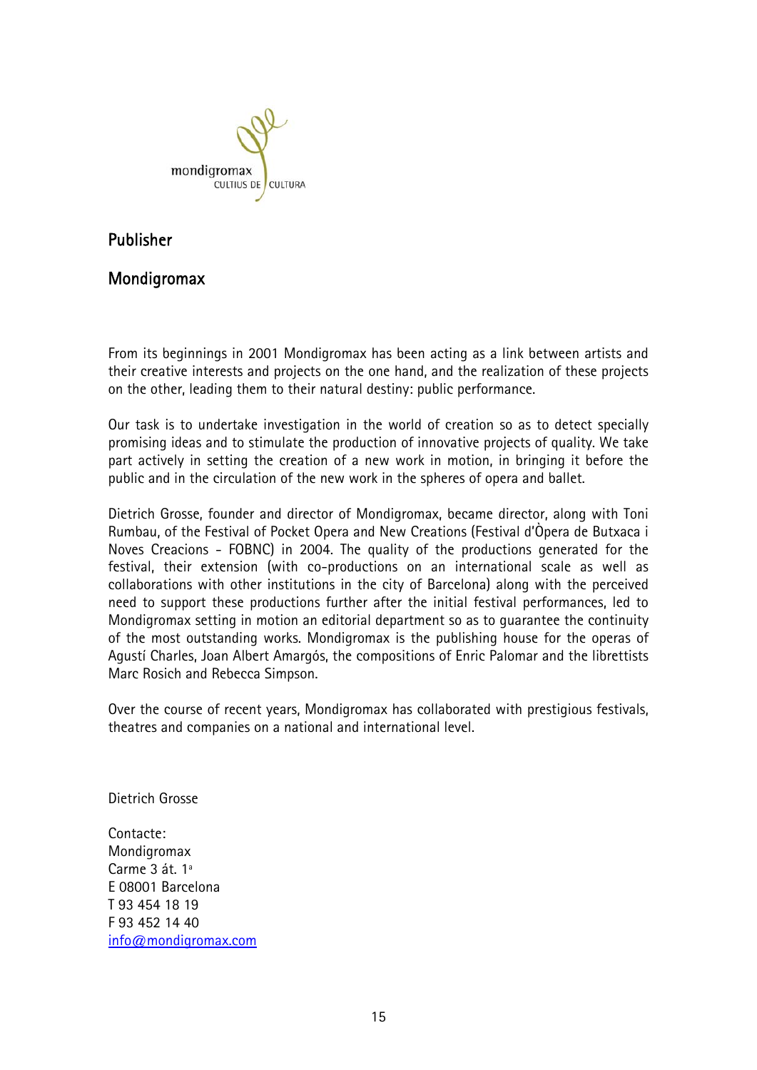mondigromax
CULTIUS DE CULTURA

## Publisher

## Mondigromax

From its beginnings in 2001 Mondigromax has been acting as a link between artists and their creative interests and projects on the one hand, and the realization of these projects on the other, leading them to their natural destiny: public performance.

Our task is to undertake investigation in the world of creation so as to detect specially promising ideas and to stimulate the production of innovative projects of quality. We take part actively in setting the creation of a new work in motion, in bringing it before the public and in the circulation of the new work in the spheres of opera and ballet.

Dietrich Grosse, founder and director of Mondigromax, became director, along with Toni Rumbau, of the Festival of Pocket Opera and New Creations (Festival d'Òpera de Butxaca i Noves Creacions - FOBNC) in 2004. The quality of the productions generated for the festival, their extension (with co-productions on an international scale as well as collaborations with other institutions in the city of Barcelona) along with the perceived need to support these productions further after the initial festival performances, led to Mondigromax setting in motion an editorial department so as to guarantee the continuity of the most outstanding works. Mondigromax is the publishing house for the operas of Agustí Charles, Joan Albert Amargós, the compositions of Enric Palomar and the librettists Marc Rosich and Rebecca Simpson.

Over the course of recent years, Mondigromax has collaborated with prestigious festivals, theatres and companies on a national and international level.

Dietrich Grosse

Contacte:
Mondigromax
Carme 3 át. 1ª
E 08001 Barcelona
T 93 454 18 19
F 93 452 14 40
info@mondigromax.com